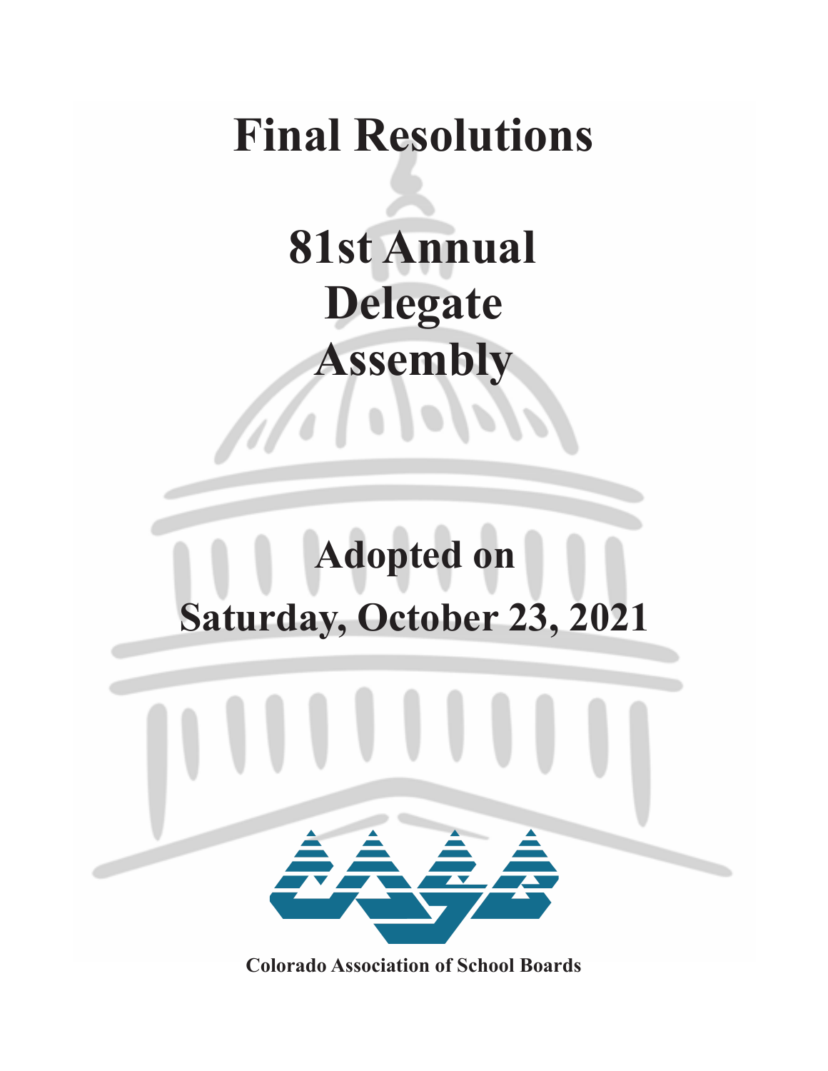# Final Resolutions

# 81st Annual Delegate Assembly

## Adopted on Saturday, October 23, 2021

**Colorado Association of School Boards**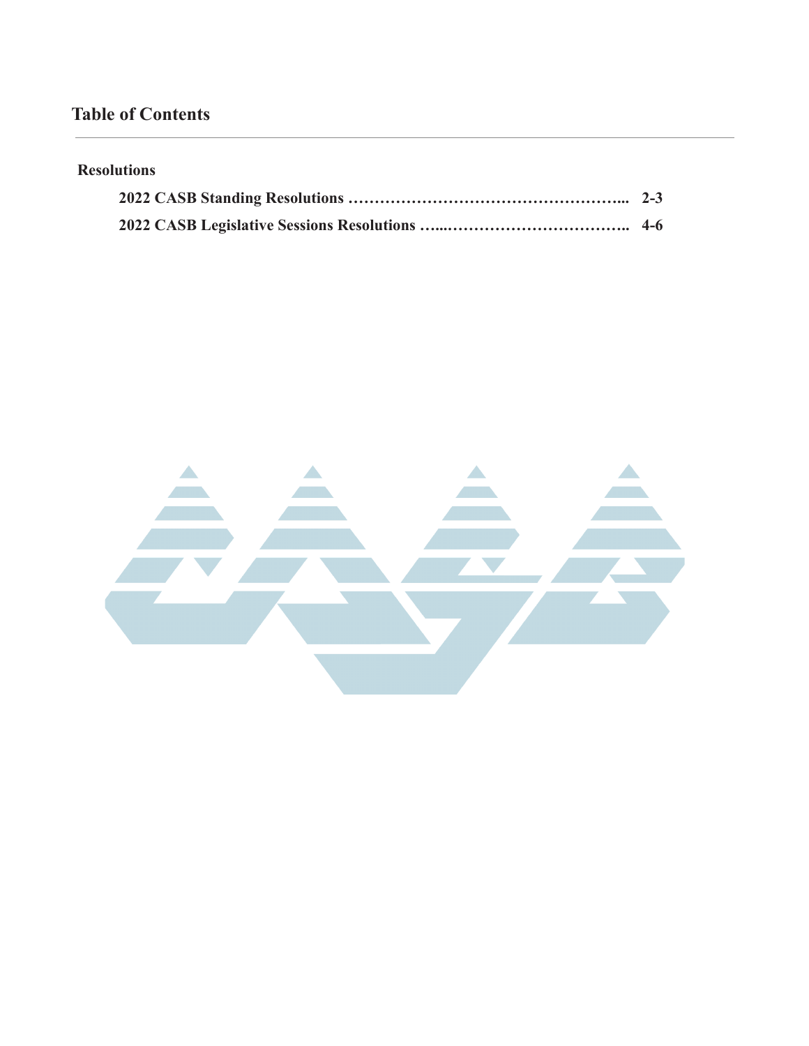# Table of Contents

## Resolutions

**2022 CASB Standing Resolutions ……………………………………………... 2-3**

**2022 CASB Legislative Sessions Resolutions …...…………………………….. 4-6**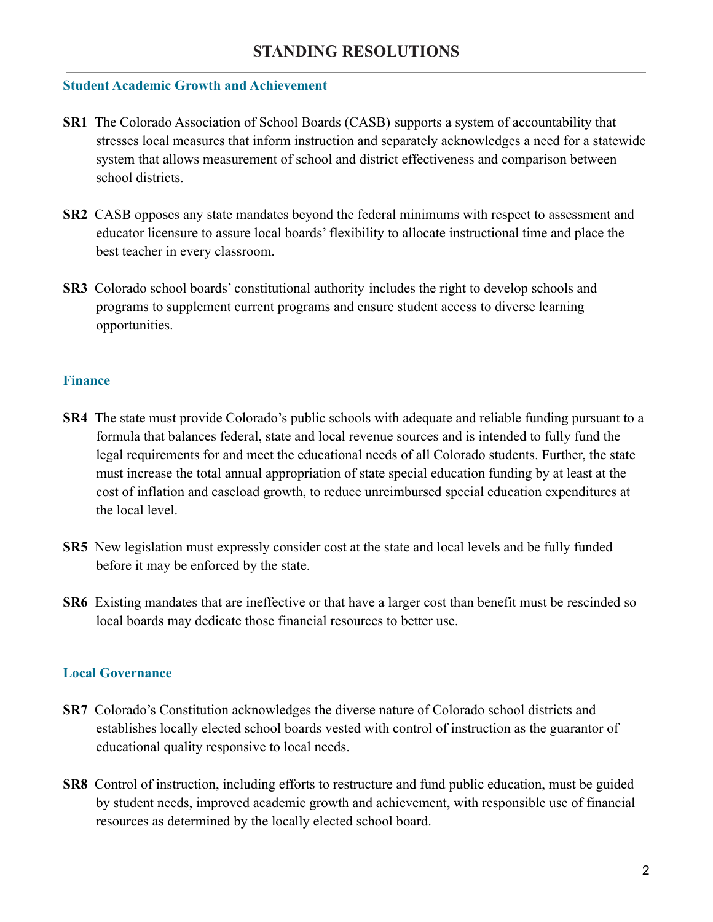# STANDING RESOLUTIONS

## Student Academic Growth and Achievement

**SR1** The Colorado Association of School Boards (CASB) supports a system of accountability that stresses local measures that inform instruction and separately acknowledges a need for a statewide system that allows measurement of school and district effectiveness and comparison between school districts.

**SR2** CASB opposes any state mandates beyond the federal minimums with respect to assessment and educator licensure to assure local boards' flexibility to allocate instructional time and place the best teacher in every classroom.

**SR3** Colorado school boards' constitutional authority includes the right to develop schools and programs to supplement current programs and ensure student access to diverse learning opportunities.

## Finance

**SR4** The state must provide Colorado's public schools with adequate and reliable funding pursuant to a formula that balances federal, state and local revenue sources and is intended to fully fund the legal requirements for and meet the educational needs of all Colorado students. Further, the state must increase the total annual appropriation of state special education funding by at least at the cost of inflation and caseload growth, to reduce unreimbursed special education expenditures at the local level.

**SR5** New legislation must expressly consider cost at the state and local levels and be fully funded before it may be enforced by the state.

**SR6** Existing mandates that are ineffective or that have a larger cost than benefit must be rescinded so local boards may dedicate those financial resources to better use.

## Local Governance

**SR7** Colorado's Constitution acknowledges the diverse nature of Colorado school districts and establishes locally elected school boards vested with control of instruction as the guarantor of educational quality responsive to local needs.

**SR8** Control of instruction, including efforts to restructure and fund public education, must be guided by student needs, improved academic growth and achievement, with responsible use of financial resources as determined by the locally elected school board.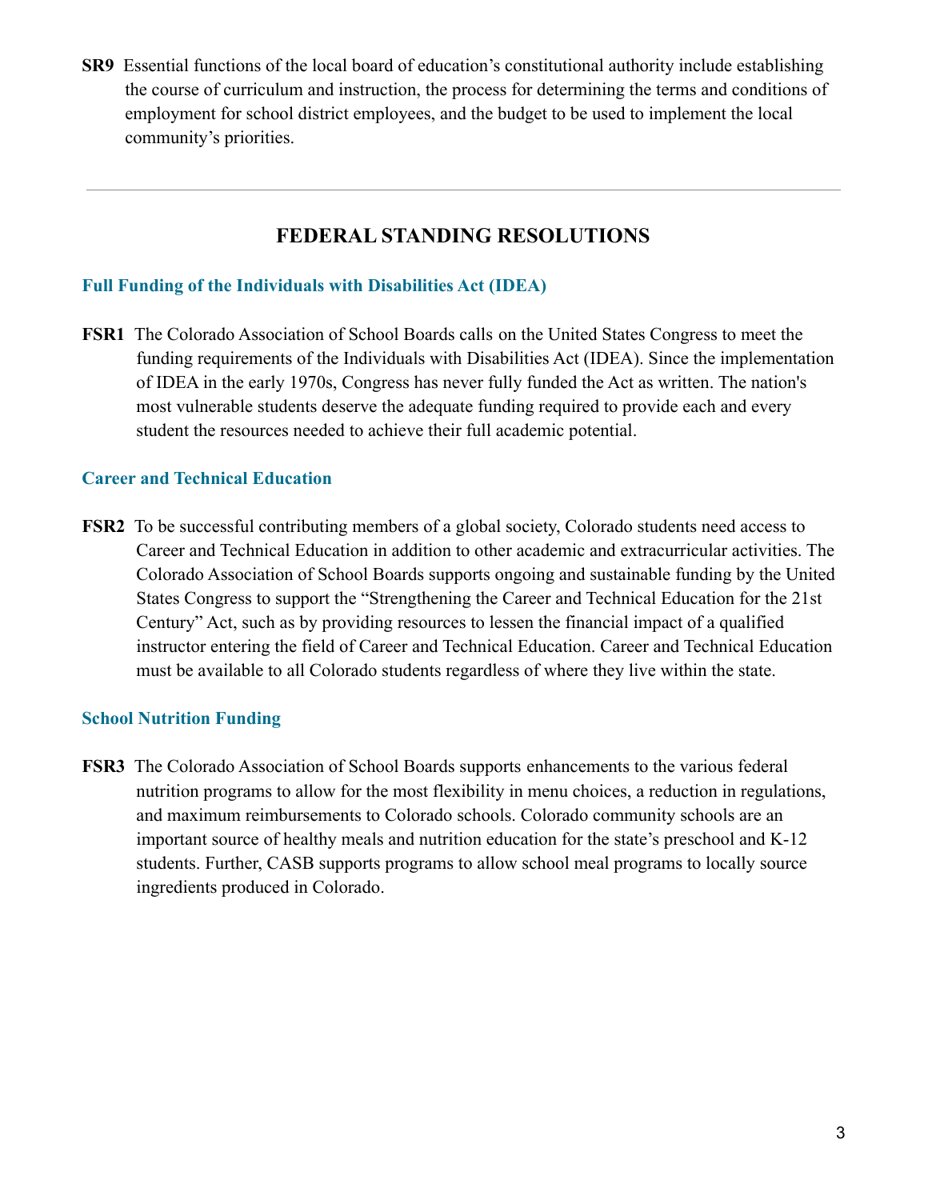**SR9** Essential functions of the local board of education's constitutional authority include establishing the course of curriculum and instruction, the process for determining the terms and conditions of employment for school district employees, and the budget to be used to implement the local community's priorities.

---

## FEDERAL STANDING RESOLUTIONS

### Full Funding of the Individuals with Disabilities Act (IDEA)

**FSR1** The Colorado Association of School Boards calls on the United States Congress to meet the funding requirements of the Individuals with Disabilities Act (IDEA). Since the implementation of IDEA in the early 1970s, Congress has never fully funded the Act as written. The nation's most vulnerable students deserve the adequate funding required to provide each and every student the resources needed to achieve their full academic potential.

### Career and Technical Education

**FSR2** To be successful contributing members of a global society, Colorado students need access to Career and Technical Education in addition to other academic and extracurricular activities. The Colorado Association of School Boards supports ongoing and sustainable funding by the United States Congress to support the "Strengthening the Career and Technical Education for the 21st Century" Act, such as by providing resources to lessen the financial impact of a qualified instructor entering the field of Career and Technical Education. Career and Technical Education must be available to all Colorado students regardless of where they live within the state.

### School Nutrition Funding

**FSR3** The Colorado Association of School Boards supports enhancements to the various federal nutrition programs to allow for the most flexibility in menu choices, a reduction in regulations, and maximum reimbursements to Colorado schools. Colorado community schools are an important source of healthy meals and nutrition education for the state's preschool and K-12 students. Further, CASB supports programs to allow school meal programs to locally source ingredients produced in Colorado.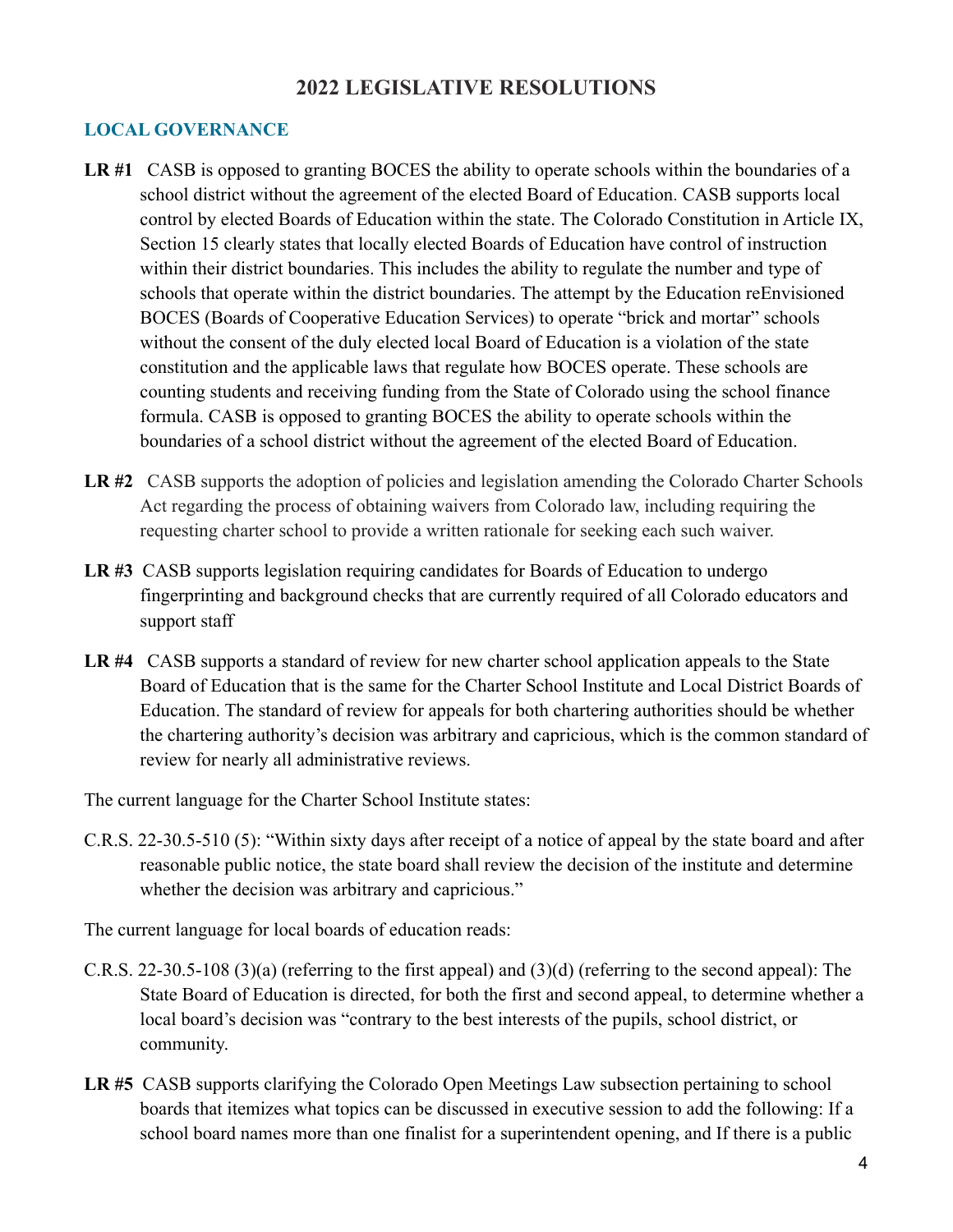# 2022 LEGISLATIVE RESOLUTIONS

## LOCAL GOVERNANCE

**LR #1** CASB is opposed to granting BOCES the ability to operate schools within the boundaries of a school district without the agreement of the elected Board of Education. CASB supports local control by elected Boards of Education within the state. The Colorado Constitution in Article IX, Section 15 clearly states that locally elected Boards of Education have control of instruction within their district boundaries. This includes the ability to regulate the number and type of schools that operate within the district boundaries. The attempt by the Education reEnvisioned BOCES (Boards of Cooperative Education Services) to operate "brick and mortar" schools without the consent of the duly elected local Board of Education is a violation of the state constitution and the applicable laws that regulate how BOCES operate. These schools are counting students and receiving funding from the State of Colorado using the school finance formula. CASB is opposed to granting BOCES the ability to operate schools within the boundaries of a school district without the agreement of the elected Board of Education.

**LR #2** CASB supports the adoption of policies and legislation amending the Colorado Charter Schools Act regarding the process of obtaining waivers from Colorado law, including requiring the requesting charter school to provide a written rationale for seeking each such waiver.

**LR #3** CASB supports legislation requiring candidates for Boards of Education to undergo fingerprinting and background checks that are currently required of all Colorado educators and support staff

**LR #4** CASB supports a standard of review for new charter school application appeals to the State Board of Education that is the same for the Charter School Institute and Local District Boards of Education. The standard of review for appeals for both chartering authorities should be whether the chartering authority's decision was arbitrary and capricious, which is the common standard of review for nearly all administrative reviews.

The current language for the Charter School Institute states:

C.R.S. 22-30.5-510 (5): "Within sixty days after receipt of a notice of appeal by the state board and after reasonable public notice, the state board shall review the decision of the institute and determine whether the decision was arbitrary and capricious."

The current language for local boards of education reads:

C.R.S. 22-30.5-108 (3)(a) (referring to the first appeal) and (3)(d) (referring to the second appeal): The State Board of Education is directed, for both the first and second appeal, to determine whether a local board's decision was "contrary to the best interests of the pupils, school district, or community.

**LR #5** CASB supports clarifying the Colorado Open Meetings Law subsection pertaining to school boards that itemizes what topics can be discussed in executive session to add the following: If a school board names more than one finalist for a superintendent opening, and If there is a public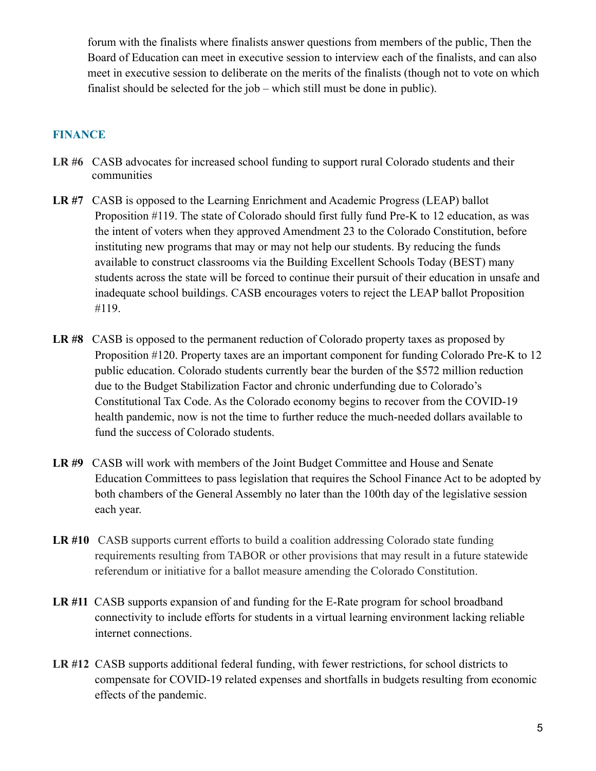forum with the finalists where finalists answer questions from members of the public, Then the Board of Education can meet in executive session to interview each of the finalists, and can also meet in executive session to deliberate on the merits of the finalists (though not to vote on which finalist should be selected for the job – which still must be done in public).

## FINANCE

**LR #6** CASB advocates for increased school funding to support rural Colorado students and their communities

**LR #7** CASB is opposed to the Learning Enrichment and Academic Progress (LEAP) ballot Proposition #119. The state of Colorado should first fully fund Pre-K to 12 education, as was the intent of voters when they approved Amendment 23 to the Colorado Constitution, before instituting new programs that may or may not help our students. By reducing the funds available to construct classrooms via the Building Excellent Schools Today (BEST) many students across the state will be forced to continue their pursuit of their education in unsafe and inadequate school buildings. CASB encourages voters to reject the LEAP ballot Proposition #119.

**LR #8** CASB is opposed to the permanent reduction of Colorado property taxes as proposed by Proposition #120. Property taxes are an important component for funding Colorado Pre-K to 12 public education. Colorado students currently bear the burden of the $572 million reduction due to the Budget Stabilization Factor and chronic underfunding due to Colorado's Constitutional Tax Code. As the Colorado economy begins to recover from the COVID-19 health pandemic, now is not the time to further reduce the much-needed dollars available to fund the success of Colorado students.

**LR #9** CASB will work with members of the Joint Budget Committee and House and Senate Education Committees to pass legislation that requires the School Finance Act to be adopted by both chambers of the General Assembly no later than the 100th day of the legislative session each year.

**LR #10** CASB supports current efforts to build a coalition addressing Colorado state funding requirements resulting from TABOR or other provisions that may result in a future statewide referendum or initiative for a ballot measure amending the Colorado Constitution.

**LR #11** CASB supports expansion of and funding for the E-Rate program for school broadband connectivity to include efforts for students in a virtual learning environment lacking reliable internet connections.

**LR #12** CASB supports additional federal funding, with fewer restrictions, for school districts to compensate for COVID-19 related expenses and shortfalls in budgets resulting from economic effects of the pandemic.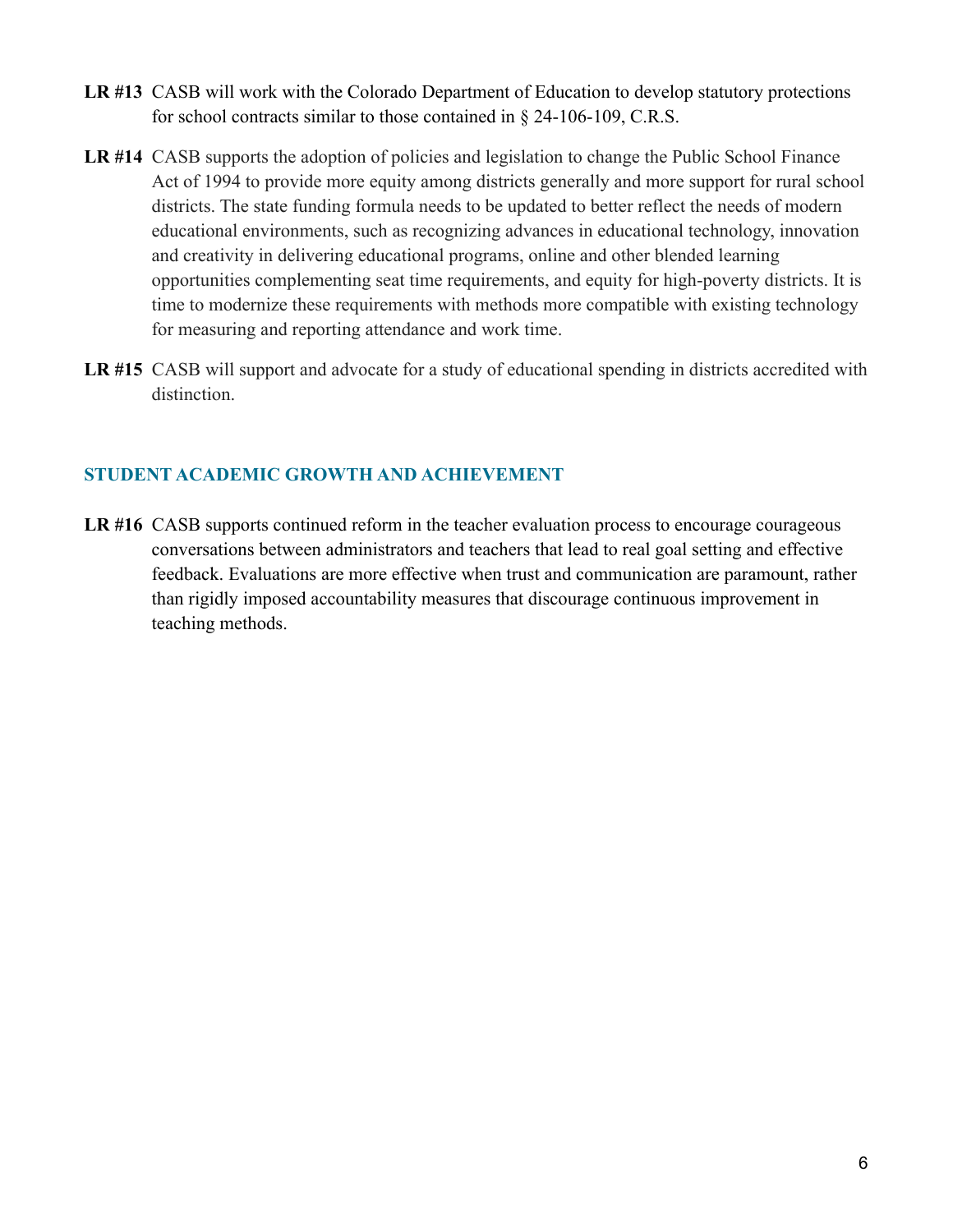**LR #13** CASB will work with the Colorado Department of Education to develop statutory protections for school contracts similar to those contained in § 24-106-109, C.R.S.

**LR #14** CASB supports the adoption of policies and legislation to change the Public School Finance Act of 1994 to provide more equity among districts generally and more support for rural school districts. The state funding formula needs to be updated to better reflect the needs of modern educational environments, such as recognizing advances in educational technology, innovation and creativity in delivering educational programs, online and other blended learning opportunities complementing seat time requirements, and equity for high-poverty districts. It is time to modernize these requirements with methods more compatible with existing technology for measuring and reporting attendance and work time.

**LR #15** CASB will support and advocate for a study of educational spending in districts accredited with distinction.

## STUDENT ACADEMIC GROWTH AND ACHIEVEMENT

**LR #16** CASB supports continued reform in the teacher evaluation process to encourage courageous conversations between administrators and teachers that lead to real goal setting and effective feedback. Evaluations are more effective when trust and communication are paramount, rather than rigidly imposed accountability measures that discourage continuous improvement in teaching methods.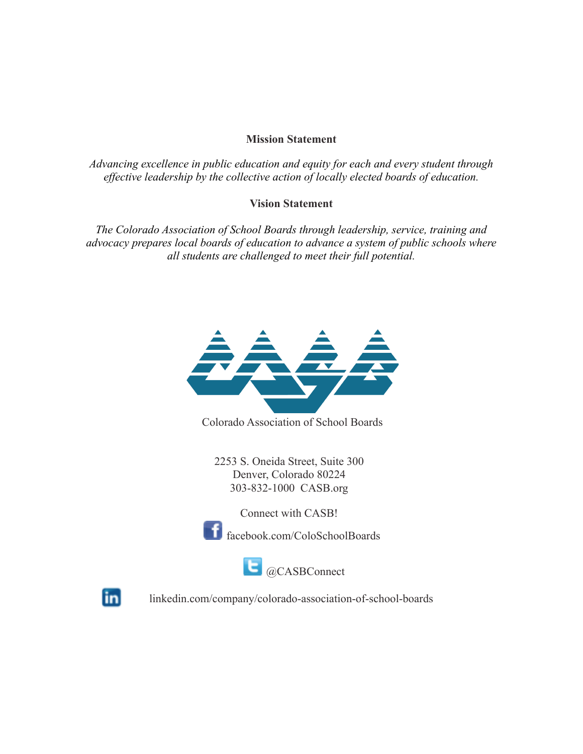**Mission Statement**

*Advancing excellence in public education and equity for each and every student through effective leadership by the collective action of locally elected boards of education.*

**Vision Statement**

*The Colorado Association of School Boards through leadership, service, training and advocacy prepares local boards of education to advance a system of public schools where all students are challenged to meet their full potential.*

Colorado Association of School Boards

2253 S. Oneida Street, Suite 300
Denver, Colorado 80224
303-832-1000 CASB.org

Connect with CASB!

facebook.com/ColoSchoolBoards

@CASBConnect

linkedin.com/company/colorado-association-of-school-boards